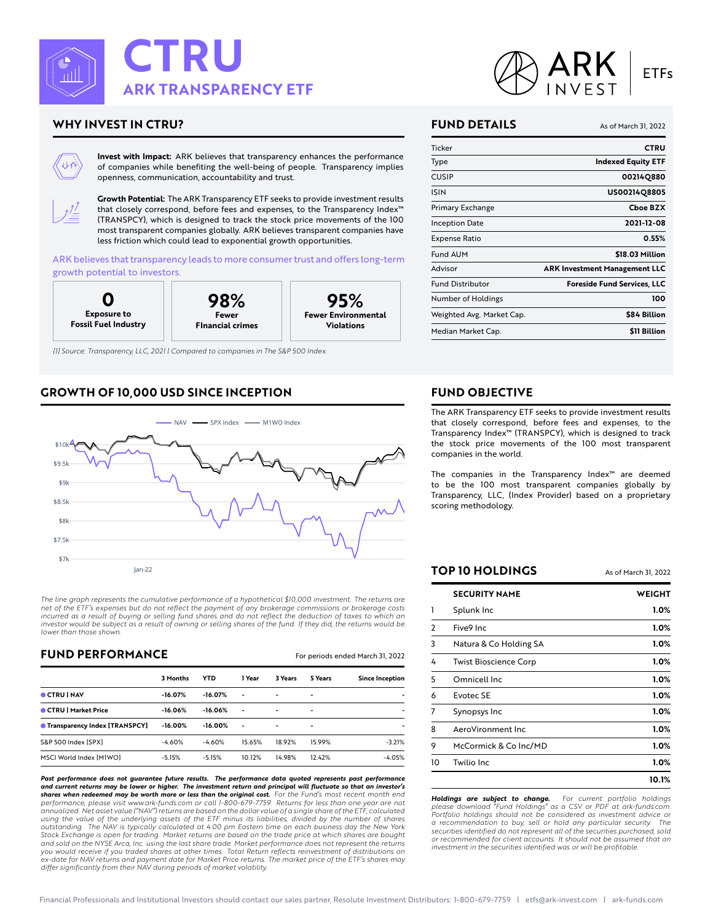# CTRU

## ARK TRANSPARENCY ETF

ARK INVEST | ETFs

## WHY INVEST IN CTRU?

**Invest with Impact:** ARK believes that transparency enhances the performance of companies while benefiting the well-being of people. Transparency implies openness, communication, accountability and trust.

**Growth Potential:** The ARK Transparency ETF seeks to provide investment results that closely correspond, before fees and expenses, to the Transparency Index™ (TRANSPCY), which is designed to track the stock price movements of the 100 most transparent companies globally. ARK believes transparent companies have less friction which could lead to exponential growth opportunities.

ARK believes that transparency leads to more consumer trust and offers long-term growth potential to investors.

| 0 | 98% | 95% |
|---|---|---|
| Exposure to Fossil Fuel Industry | Fewer Financial crimes | Fewer Environmental Violations |

*[1] Source: Transparency, LLC, 2021 | Compared to companies in The S&P 500 Index.*

## FUND DETAILS

As of March 31, 2022

| | |
|---|---|
| Ticker | **CTRU** |
| Type | **Indexed Equity ETF** |
| CUSIP | **00214Q880** |
| ISIN | **US00214Q8805** |
| Primary Exchange | **Cboe BZX** |
| Inception Date | **2021-12-08** |
| Expense Ratio | **0.55%** |
| Fund AUM | **$18.03 Million** |
| Advisor | **ARK Investment Management LLC** |
| Fund Distributor | **Foreside Fund Services, LLC** |
| Number of Holdings | **100** |
| Weighted Avg. Market Cap. | **$84 Billion** |
| Median Market Cap. | **$11 Billion** |

## GROWTH OF 10,000 USD SINCE INCEPTION

*The line graph represents the cumulative performance of a hypothetical $10,000 investment. The returns are net of the ETF's expenses but do not reflect the payment of any brokerage commissions or brokerage costs incurred as a result of buying or selling fund shares and do not reflect the deduction of taxes to which an investor would be subject as a result of owning or selling shares of the fund. If they did, the returns would be lower than those shown.*

## FUND OBJECTIVE

The ARK Transparency ETF seeks to provide investment results that closely correspond, before fees and expenses, to the Transparency Index™ (TRANSPCY), which is designed to track the stock price movements of the 100 most transparent companies in the world.

The companies in the Transparency Index™ are deemed to be the 100 most transparent companies globally by Transparency, LLC, (Index Provider) based on a proprietary scoring methodology.

## FUND PERFORMANCE

For periods ended March 31, 2022

| | 3 Months | YTD | 1 Year | 3 Years | 5 Years | Since Inception |
|---|---|---|---|---|---|---|
| **CTRU \| NAV** | **-16.07%** | **-16.07%** | - | - | - | - |
| **CTRU \| Market Price** | **-16.06%** | **-16.06%** | - | - | - | - |
| **Transparency Index [TRANSPCY]** | **-16.00%** | **-16.00%** | - | - | - | - |
| S&P 500 Index [SPX] | -4.60% | -4.60% | 15.65% | 18.92% | 15.99% | -3.21% |
| MSCI World Index [M1WO] | -5.15% | -5.15% | 10.12% | 14.98% | 12.42% | -4.05% |

***Past performance does not guarantee future results. The performance data quoted represents past performance and current returns may be lower or higher. The investment return and principal will fluctuate so that an investor's shares when redeemed may be worth more or less than the original cost.*** *For the Fund's most recent month end performance, please visit www.ark-funds.com or call 1-800-679-7759. Returns for less than one year are not annualized. Net asset value ("NAV") returns are based on the dollar value of a single share of the ETF, calculated using the value of the underlying assets of the ETF minus its liabilities, divided by the number of shares outstanding. The NAV is typically calculated at 4:00 pm Eastern time on each business day the New York Stock Exchange is open for trading. Market returns are based on the trade price at which shares are bought and sold on the NYSE Arca, Inc. using the last share trade. Market performance does not represent the returns you would receive if you traded shares at other times. Total Return reflects reinvestment of distributions on ex-date for NAV returns and payment date for Market Price returns. The market price of the ETF's shares may differ significantly from their NAV during periods of market volatility.*

## TOP 10 HOLDINGS

As of March 31, 2022

| | SECURITY NAME | WEIGHT |
|---|---|---|
| 1 | Splunk Inc | **1.0%** |
| 2 | Five9 Inc | **1.0%** |
| 3 | Natura & Co Holding SA | **1.0%** |
| 4 | Twist Bioscience Corp | **1.0%** |
| 5 | Omnicell Inc | **1.0%** |
| 6 | Evotec SE | **1.0%** |
| 7 | Synopsys Inc | **1.0%** |
| 8 | AeroVironment Inc | **1.0%** |
| 9 | McCormick & Co Inc/MD | **1.0%** |
| 10 | Twilio Inc | **1.0%** |
| | | **10.1%** |

***Holdings are subject to change.*** *For current portfolio holdings please download "Fund Holdings" as a CSV or PDF at ark-funds.com. Portfolio holdings should not be considered as investment advice or a recommendation to buy, sell or hold any particular security. The securities identified do not represent all of the securities purchased, sold or recommended for client accounts. It should not be assumed that an investment in the securities identified was or will be profitable.*

Financial Professionals and Institutional Investors should contact our sales partner, Resolute Investment Distributors: 1-800-679-7759 | etfs@ark-invest.com | ark-funds.com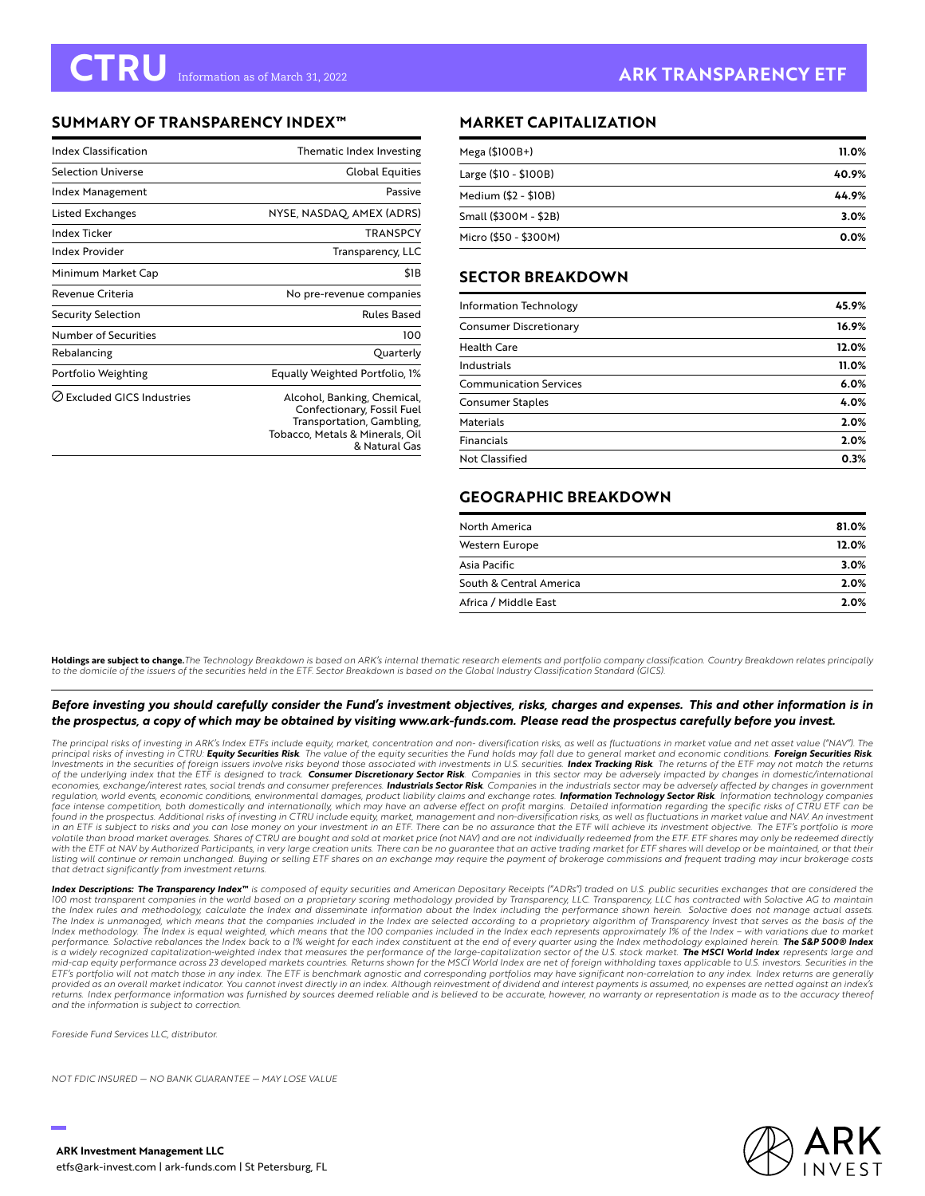# CTRU Information as of March 31, 2022

# ARK TRANSPARENCY ETF

## SUMMARY OF TRANSPARENCY INDEX™

| | |
|---|---|
| Index Classification | Thematic Index Investing |
| Selection Universe | Global Equities |
| Index Management | Passive |
| Listed Exchanges | NYSE, NASDAQ, AMEX (ADRS) |
| Index Ticker | TRANSPCY |
| Index Provider | Transparency, LLC |
| Minimum Market Cap | $1B |
| Revenue Criteria | No pre-revenue companies |
| Security Selection | Rules Based |
| Number of Securities | 100 |
| Rebalancing | Quarterly |
| Portfolio Weighting | Equally Weighted Portfolio, 1% |
| ⊘ Excluded GICS Industries | Alcohol, Banking, Chemical, Confectionary, Fossil Fuel Transportation, Gambling, Tobacco, Metals & Minerals, Oil & Natural Gas |

## MARKET CAPITALIZATION

| | |
|---|---|
| Mega ($100B+) | 11.0% |
| Large ($10 - $100B) | 40.9% |
| Medium ($2 - $10B) | 44.9% |
| Small ($300M - $2B) | 3.0% |
| Micro ($50 - $300M) | 0.0% |

## SECTOR BREAKDOWN

| | |
|---|---|
| Information Technology | 45.9% |
| Consumer Discretionary | 16.9% |
| Health Care | 12.0% |
| Industrials | 11.0% |
| Communication Services | 6.0% |
| Consumer Staples | 4.0% |
| Materials | 2.0% |
| Financials | 2.0% |
| Not Classified | 0.3% |

## GEOGRAPHIC BREAKDOWN

| | |
|---|---|
| North America | 81.0% |
| Western Europe | 12.0% |
| Asia Pacific | 3.0% |
| South & Central America | 2.0% |
| Africa / Middle East | 2.0% |

**Holdings are subject to change.** *The Technology Breakdown is based on ARK's internal thematic research elements and portfolio company classification. Country Breakdown relates principally to the domicile of the issuers of the securities held in the ETF. Sector Breakdown is based on the Global Industry Classification Standard (GICS).*

***Before investing you should carefully consider the Fund's investment objectives, risks, charges and expenses. This and other information is in the prospectus, a copy of which may be obtained by visiting www.ark-funds.com. Please read the prospectus carefully before you invest.***

*The principal risks of investing in ARK's Index ETFs include equity, market, concentration and non- diversification risks, as well as fluctuations in market value and net asset value ("NAV"). The principal risks of investing in CTRU:* ***Equity Securities Risk****. The value of the equity securities the Fund holds may fall due to general market and economic conditions.* ***Foreign Securities Risk****. Investments in the securities of foreign issuers involve risks beyond those associated with investments in U.S. securities.* ***Index Tracking Risk****. The returns of the ETF may not match the returns of the underlying index that the ETF is designed to track.* ***Consumer Discretionary Sector Risk****. Companies in this sector may be adversely impacted by changes in domestic/international economies, exchange/interest rates, social trends and consumer preferences.* ***Industrials Sector Risk****. Companies in the industrials sector may be adversely affected by changes in government regulation, world events, economic conditions, environmental damages, product liability claims and exchange rates.* ***Information Technology Sector Risk****. Information technology companies face intense competition, both domestically and internationally, which may have an adverse effect on profit margins. Detailed information regarding the specific risks of CTRU ETF can be found in the prospectus. Additional risks of investing in CTRU include equity, market, management and non-diversification risks, as well as fluctuations in market value and NAV. An investment in an ETF is subject to risks and you can lose money on your investment in an ETF. There can be no assurance that the ETF will achieve its investment objective. The ETF's portfolio is more volatile than broad market averages. Shares of CTRU are bought and sold at market price (not NAV) and are not individually redeemed from the ETF. ETF shares may only be redeemed directly with the ETF at NAV by Authorized Participants, in very large creation units. There can be no guarantee that an active trading market for ETF shares will develop or be maintained, or that their listing will continue or remain unchanged. Buying or selling ETF shares on an exchange may require the payment of brokerage commissions and frequent trading may incur brokerage costs that detract significantly from investment returns.*

***Index Descriptions: The Transparency Index™*** *is composed of equity securities and American Depositary Receipts ("ADRs") traded on U.S. public securities exchanges that are considered the 100 most transparent companies in the world based on a proprietary scoring methodology provided by Transparency, LLC. Transparency, LLC has contracted with Solactive AG to maintain the Index rules and methodology, calculate the Index and disseminate information about the Index including the performance shown herein. Solactive does not manage actual assets. The Index is unmanaged, which means that the companies included in the Index are selected according to a proprietary algorithm of Transparency Invest that serves as the basis of the Index methodology. The Index is equal weighted, which means that the 100 companies included in the Index each represents approximately 1% of the Index – with variations due to market performance. Solactive rebalances the Index back to a 1% weight for each index constituent at the end of every quarter using the Index methodology explained herein.* ***The S&P 500® Index*** *is a widely recognized capitalization-weighted index that measures the performance of the large-capitalization sector of the U.S. stock market.* ***The MSCI World Index*** *represents large and mid-cap equity performance across 23 developed markets countries. Returns shown for the MSCI World Index are net of foreign withholding taxes applicable to U.S. investors. Securities in the ETF's portfolio will not match those in any index. The ETF is benchmark agnostic and corresponding portfolios may have significant non-correlation to any index. Index returns are generally provided as an overall market indicator. You cannot invest directly in an index. Although reinvestment of dividend and interest payments is assumed, no expenses are netted against an index's returns. Index performance information was furnished by sources deemed reliable and is believed to be accurate, however, no warranty or representation is made as to the accuracy thereof and the information is subject to correction.*

*Foreside Fund Services LLC, distributor.*

*NOT FDIC INSURED — NO BANK GUARANTEE — MAY LOSE VALUE*

**ARK Investment Management LLC**
etfs@ark-invest.com | ark-funds.com | St Petersburg, FL

ARK INVEST